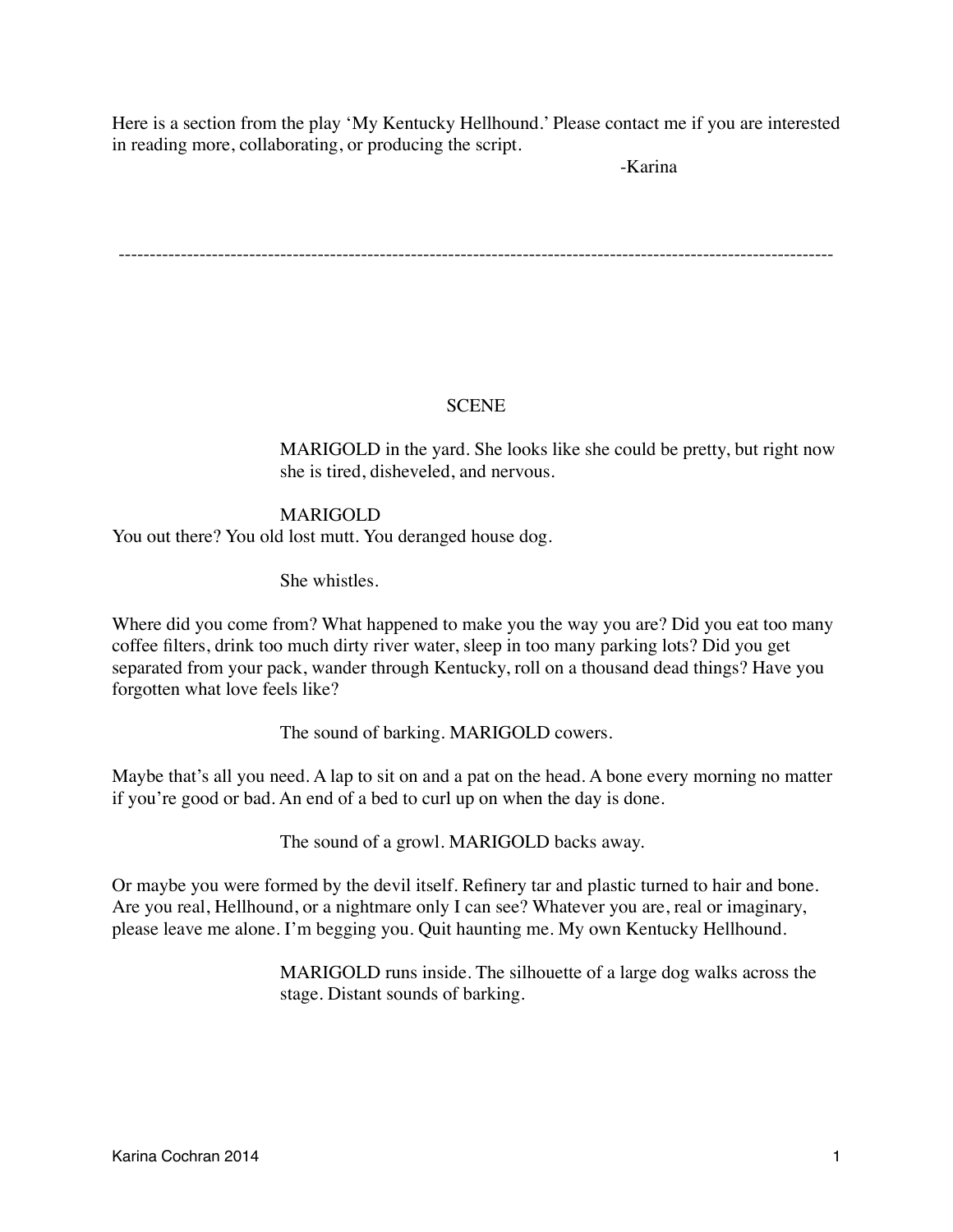Here is a section from the play 'My Kentucky Hellhound.' Please contact me if you are interested in reading more, collaborating, or producing the script.

-Karina

---

SCENE

MARIGOLD in the yard. She looks like she could be pretty, but right now she is tired, disheveled, and nervous.

MARIGOLD

You out there? You old lost mutt. You deranged house dog.

She whistles.

Where did you come from? What happened to make you the way you are? Did you eat too many coffee filters, drink too much dirty river water, sleep in too many parking lots? Did you get separated from your pack, wander through Kentucky, roll on a thousand dead things? Have you forgotten what love feels like?

The sound of barking. MARIGOLD cowers.

Maybe that's all you need. A lap to sit on and a pat on the head. A bone every morning no matter if you're good or bad. An end of a bed to curl up on when the day is done.

The sound of a growl. MARIGOLD backs away.

Or maybe you were formed by the devil itself. Refinery tar and plastic turned to hair and bone. Are you real, Hellhound, or a nightmare only I can see? Whatever you are, real or imaginary, please leave me alone. I'm begging you. Quit haunting me. My own Kentucky Hellhound.

MARIGOLD runs inside. The silhouette of a large dog walks across the stage. Distant sounds of barking.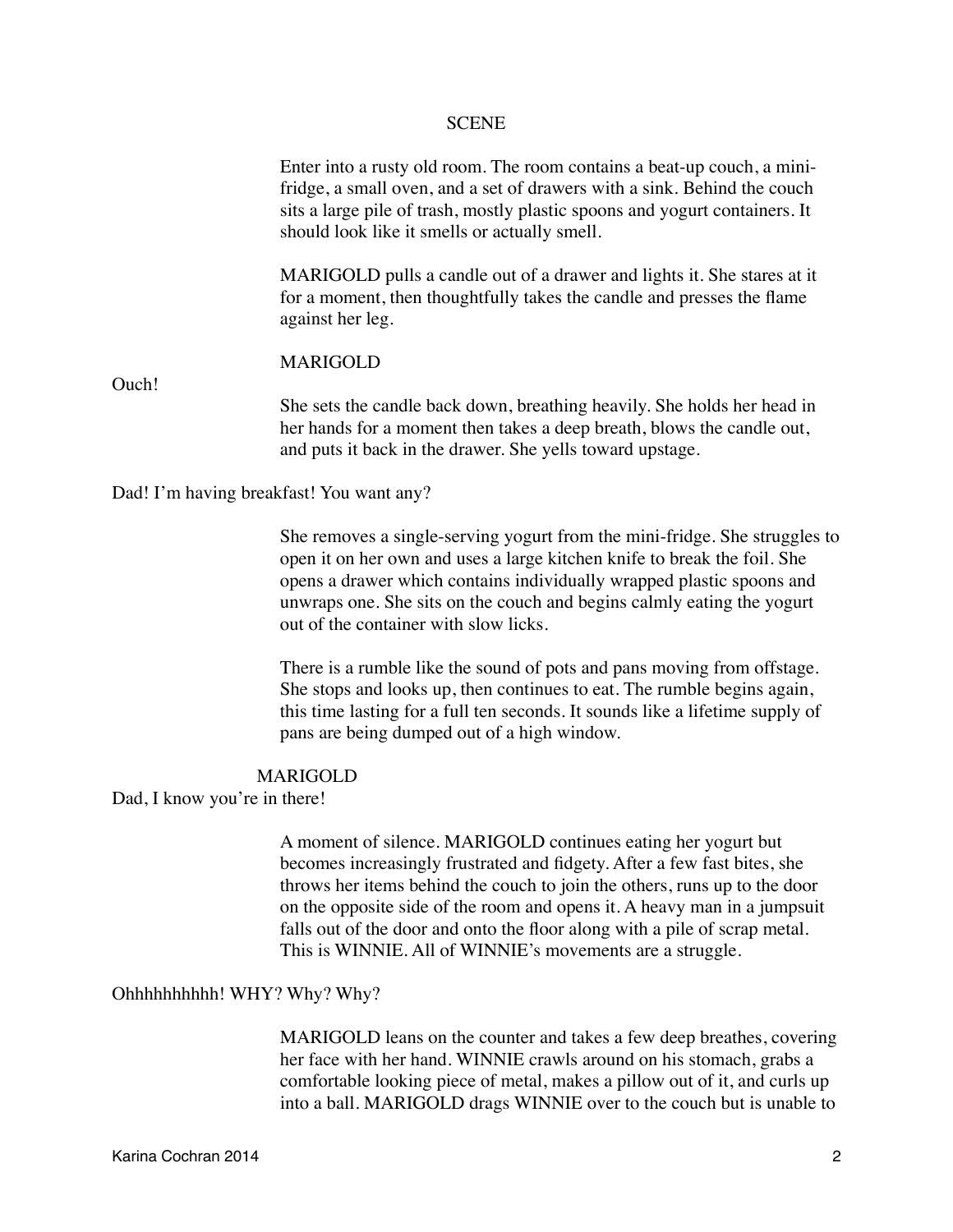SCENE

Enter into a rusty old room. The room contains a beat-up couch, a mini-fridge, a small oven, and a set of drawers with a sink. Behind the couch sits a large pile of trash, mostly plastic spoons and yogurt containers. It should look like it smells or actually smell.

MARIGOLD pulls a candle out of a drawer and lights it. She stares at it for a moment, then thoughtfully takes the candle and presses the flame against her leg.

MARIGOLD

Ouch!

She sets the candle back down, breathing heavily. She holds her head in her hands for a moment then takes a deep breath, blows the candle out, and puts it back in the drawer. She yells toward upstage.

Dad! I'm having breakfast! You want any?

She removes a single-serving yogurt from the mini-fridge. She struggles to open it on her own and uses a large kitchen knife to break the foil. She opens a drawer which contains individually wrapped plastic spoons and unwraps one. She sits on the couch and begins calmly eating the yogurt out of the container with slow licks.

There is a rumble like the sound of pots and pans moving from offstage. She stops and looks up, then continues to eat. The rumble begins again, this time lasting for a full ten seconds. It sounds like a lifetime supply of pans are being dumped out of a high window.

MARIGOLD

Dad, I know you're in there!

A moment of silence. MARIGOLD continues eating her yogurt but becomes increasingly frustrated and fidgety. After a few fast bites, she throws her items behind the couch to join the others, runs up to the door on the opposite side of the room and opens it. A heavy man in a jumpsuit falls out of the door and onto the floor along with a pile of scrap metal. This is WINNIE. All of WINNIE's movements are a struggle.

Ohhhhhhhhhh! WHY? Why? Why?

MARIGOLD leans on the counter and takes a few deep breathes, covering her face with her hand. WINNIE crawls around on his stomach, grabs a comfortable looking piece of metal, makes a pillow out of it, and curls up into a ball. MARIGOLD drags WINNIE over to the couch but is unable to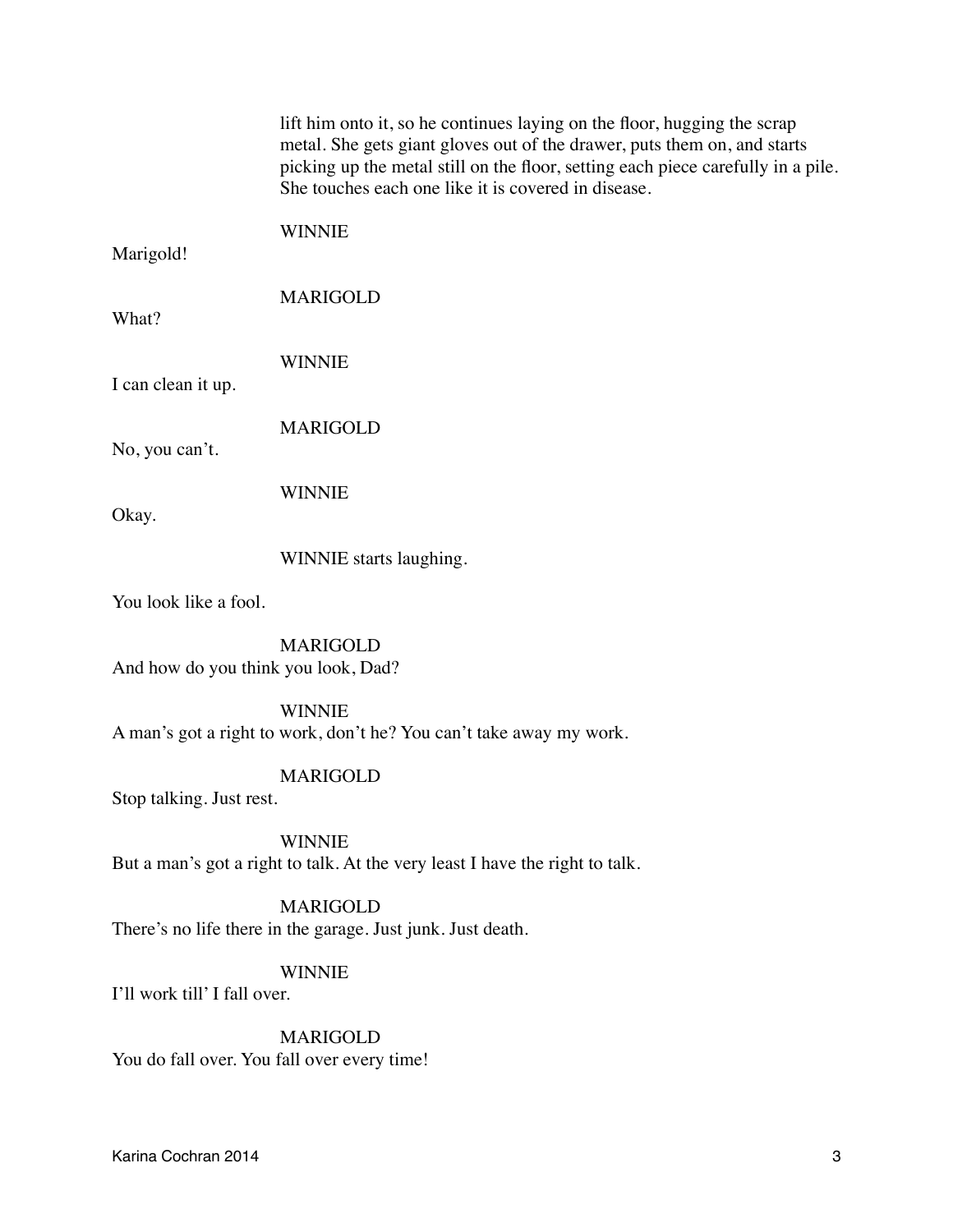lift him onto it, so he continues laying on the floor, hugging the scrap metal. She gets giant gloves out of the drawer, puts them on, and starts picking up the metal still on the floor, setting each piece carefully in a pile. She touches each one like it is covered in disease.

WINNIE

Marigold!

MARIGOLD

What?

WINNIE

I can clean it up.

MARIGOLD

No, you can't.

WINNIE

Okay.

WINNIE starts laughing.

You look like a fool.

MARIGOLD

And how do you think you look, Dad?

WINNIE

A man's got a right to work, don't he? You can't take away my work.

MARIGOLD

Stop talking. Just rest.

WINNIE

But a man's got a right to talk. At the very least I have the right to talk.

MARIGOLD

There's no life there in the garage. Just junk. Just death.

WINNIE

I'll work till' I fall over.

MARIGOLD

You do fall over. You fall over every time!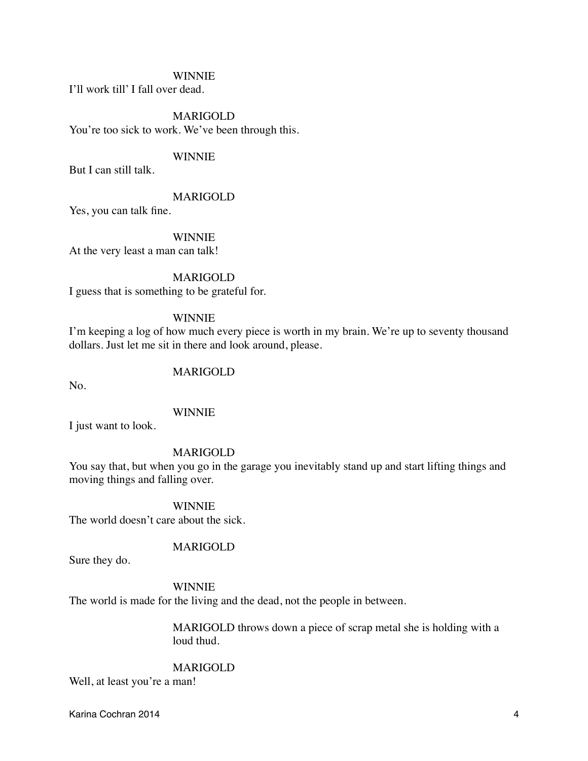WINNIE

I'll work till' I fall over dead.

MARIGOLD

You're too sick to work. We've been through this.

WINNIE

But I can still talk.

MARIGOLD

Yes, you can talk fine.

WINNIE

At the very least a man can talk!

MARIGOLD

I guess that is something to be grateful for.

WINNIE

I'm keeping a log of how much every piece is worth in my brain. We're up to seventy thousand dollars. Just let me sit in there and look around, please.

MARIGOLD

No.

WINNIE

I just want to look.

MARIGOLD

You say that, but when you go in the garage you inevitably stand up and start lifting things and moving things and falling over.

WINNIE

The world doesn't care about the sick.

MARIGOLD

Sure they do.

WINNIE

The world is made for the living and the dead, not the people in between.

*MARIGOLD throws down a piece of scrap metal she is holding with a loud thud.*

MARIGOLD

Well, at least you're a man!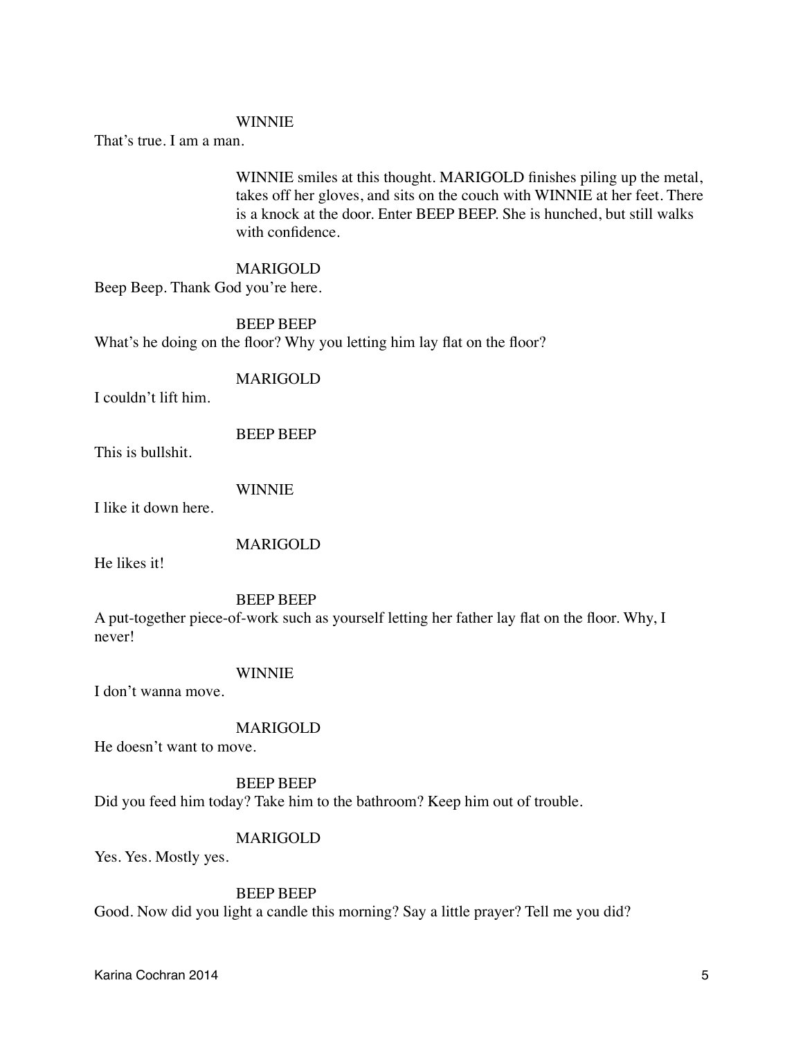WINNIE

That's true. I am a man.

> WINNIE smiles at this thought. MARIGOLD finishes piling up the metal, takes off her gloves, and sits on the couch with WINNIE at her feet. There is a knock at the door. Enter BEEP BEEP. She is hunched, but still walks with confidence.

MARIGOLD

Beep Beep. Thank God you're here.

BEEP BEEP

What's he doing on the floor? Why you letting him lay flat on the floor?

MARIGOLD

I couldn't lift him.

BEEP BEEP

This is bullshit.

WINNIE

I like it down here.

MARIGOLD

He likes it!

BEEP BEEP

A put-together piece-of-work such as yourself letting her father lay flat on the floor. Why, I never!

WINNIE

I don't wanna move.

MARIGOLD

He doesn't want to move.

BEEP BEEP

Did you feed him today? Take him to the bathroom? Keep him out of trouble.

MARIGOLD

Yes. Yes. Mostly yes.

BEEP BEEP

Good. Now did you light a candle this morning? Say a little prayer? Tell me you did?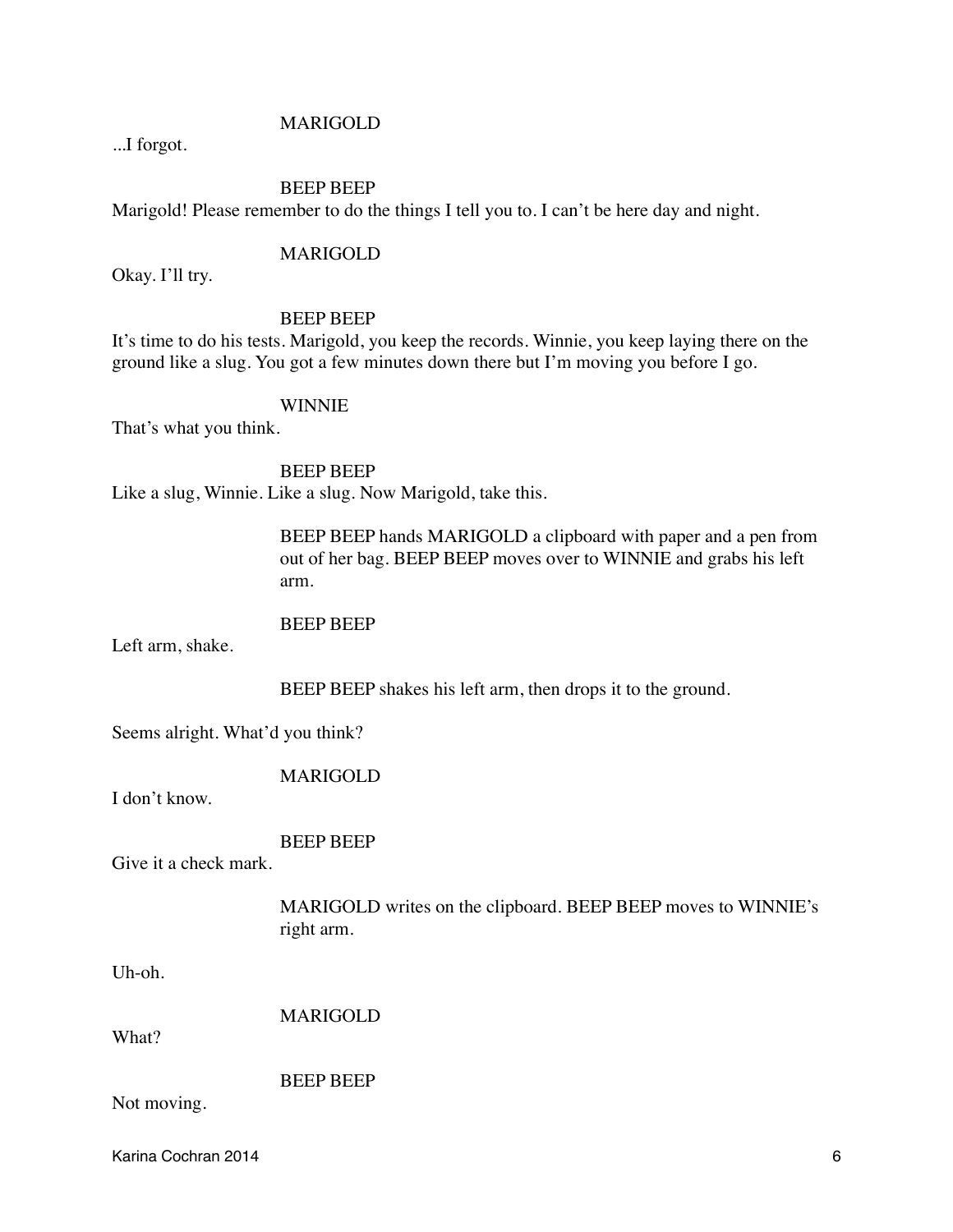MARIGOLD

...I forgot.

BEEP BEEP

Marigold! Please remember to do the things I tell you to. I can't be here day and night.

MARIGOLD

Okay. I'll try.

BEEP BEEP

It's time to do his tests. Marigold, you keep the records. Winnie, you keep laying there on the ground like a slug. You got a few minutes down there but I'm moving you before I go.

WINNIE

That's what you think.

BEEP BEEP

Like a slug, Winnie. Like a slug. Now Marigold, take this.

*BEEP BEEP hands MARIGOLD a clipboard with paper and a pen from out of her bag. BEEP BEEP moves over to WINNIE and grabs his left arm.*

BEEP BEEP

Left arm, shake.

*BEEP BEEP shakes his left arm, then drops it to the ground.*

Seems alright. What'd you think?

MARIGOLD

I don't know.

BEEP BEEP

Give it a check mark.

*MARIGOLD writes on the clipboard. BEEP BEEP moves to WINNIE's right arm.*

Uh-oh.

MARIGOLD

What?

BEEP BEEP

Not moving.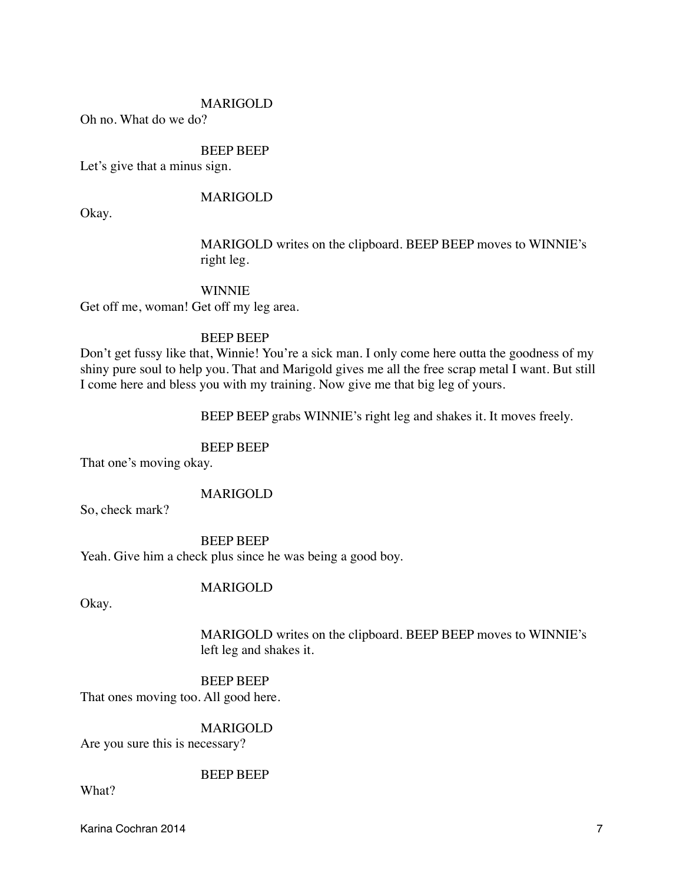MARIGOLD

Oh no. What do we do?

BEEP BEEP

Let's give that a minus sign.

MARIGOLD

Okay.

MARIGOLD writes on the clipboard. BEEP BEEP moves to WINNIE's right leg.

WINNIE

Get off me, woman! Get off my leg area.

BEEP BEEP

Don't get fussy like that, Winnie! You're a sick man. I only come here outta the goodness of my shiny pure soul to help you. That and Marigold gives me all the free scrap metal I want. But still I come here and bless you with my training. Now give me that big leg of yours.

BEEP BEEP grabs WINNIE's right leg and shakes it. It moves freely.

BEEP BEEP

That one's moving okay.

MARIGOLD

So, check mark?

BEEP BEEP

Yeah. Give him a check plus since he was being a good boy.

MARIGOLD

Okay.

MARIGOLD writes on the clipboard. BEEP BEEP moves to WINNIE's left leg and shakes it.

BEEP BEEP

That ones moving too. All good here.

MARIGOLD

Are you sure this is necessary?

BEEP BEEP

What?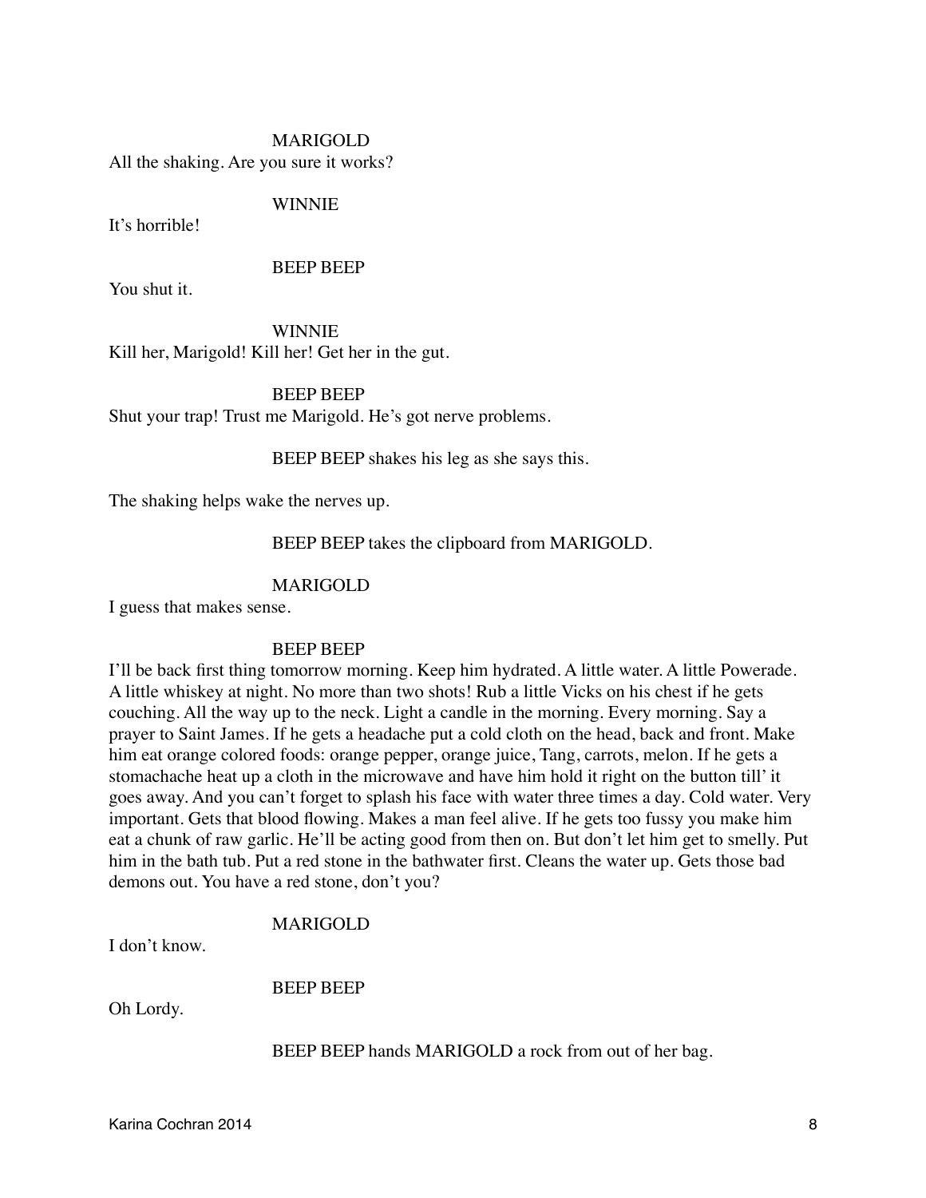MARIGOLD

All the shaking. Are you sure it works?

WINNIE

It's horrible!

BEEP BEEP

You shut it.

WINNIE

Kill her, Marigold! Kill her! Get her in the gut.

BEEP BEEP

Shut your trap! Trust me Marigold. He's got nerve problems.

BEEP BEEP shakes his leg as she says this.

The shaking helps wake the nerves up.

BEEP BEEP takes the clipboard from MARIGOLD.

MARIGOLD

I guess that makes sense.

BEEP BEEP

I'll be back first thing tomorrow morning. Keep him hydrated. A little water. A little Powerade. A little whiskey at night. No more than two shots! Rub a little Vicks on his chest if he gets couching. All the way up to the neck. Light a candle in the morning. Every morning. Say a prayer to Saint James. If he gets a headache put a cold cloth on the head, back and front. Make him eat orange colored foods: orange pepper, orange juice, Tang, carrots, melon. If he gets a stomachache heat up a cloth in the microwave and have him hold it right on the button till' it goes away. And you can't forget to splash his face with water three times a day. Cold water. Very important. Gets that blood flowing. Makes a man feel alive. If he gets too fussy you make him eat a chunk of raw garlic. He'll be acting good from then on. But don't let him get to smelly. Put him in the bath tub. Put a red stone in the bathwater first. Cleans the water up. Gets those bad demons out. You have a red stone, don't you?

MARIGOLD

I don't know.

BEEP BEEP

Oh Lordy.

BEEP BEEP hands MARIGOLD a rock from out of her bag.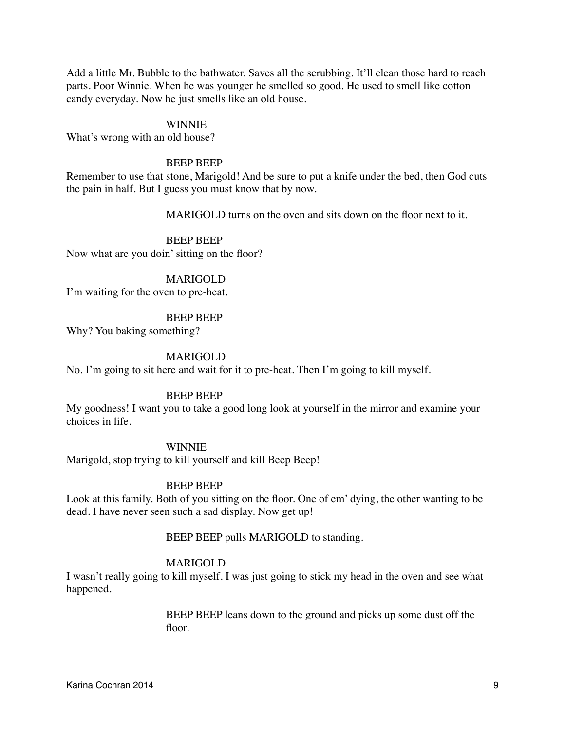Add a little Mr. Bubble to the bathwater. Saves all the scrubbing. It'll clean those hard to reach parts. Poor Winnie. When he was younger he smelled so good. He used to smell like cotton candy everyday. Now he just smells like an old house.

WINNIE

What's wrong with an old house?

BEEP BEEP

Remember to use that stone, Marigold! And be sure to put a knife under the bed, then God cuts the pain in half. But I guess you must know that by now.

MARIGOLD turns on the oven and sits down on the floor next to it.

BEEP BEEP

Now what are you doin' sitting on the floor?

MARIGOLD

I'm waiting for the oven to pre-heat.

BEEP BEEP

Why? You baking something?

MARIGOLD

No. I'm going to sit here and wait for it to pre-heat. Then I'm going to kill myself.

BEEP BEEP

My goodness! I want you to take a good long look at yourself in the mirror and examine your choices in life.

WINNIE

Marigold, stop trying to kill yourself and kill Beep Beep!

BEEP BEEP

Look at this family. Both of you sitting on the floor. One of em' dying, the other wanting to be dead. I have never seen such a sad display. Now get up!

BEEP BEEP pulls MARIGOLD to standing.

MARIGOLD

I wasn't really going to kill myself. I was just going to stick my head in the oven and see what happened.

BEEP BEEP leans down to the ground and picks up some dust off the floor.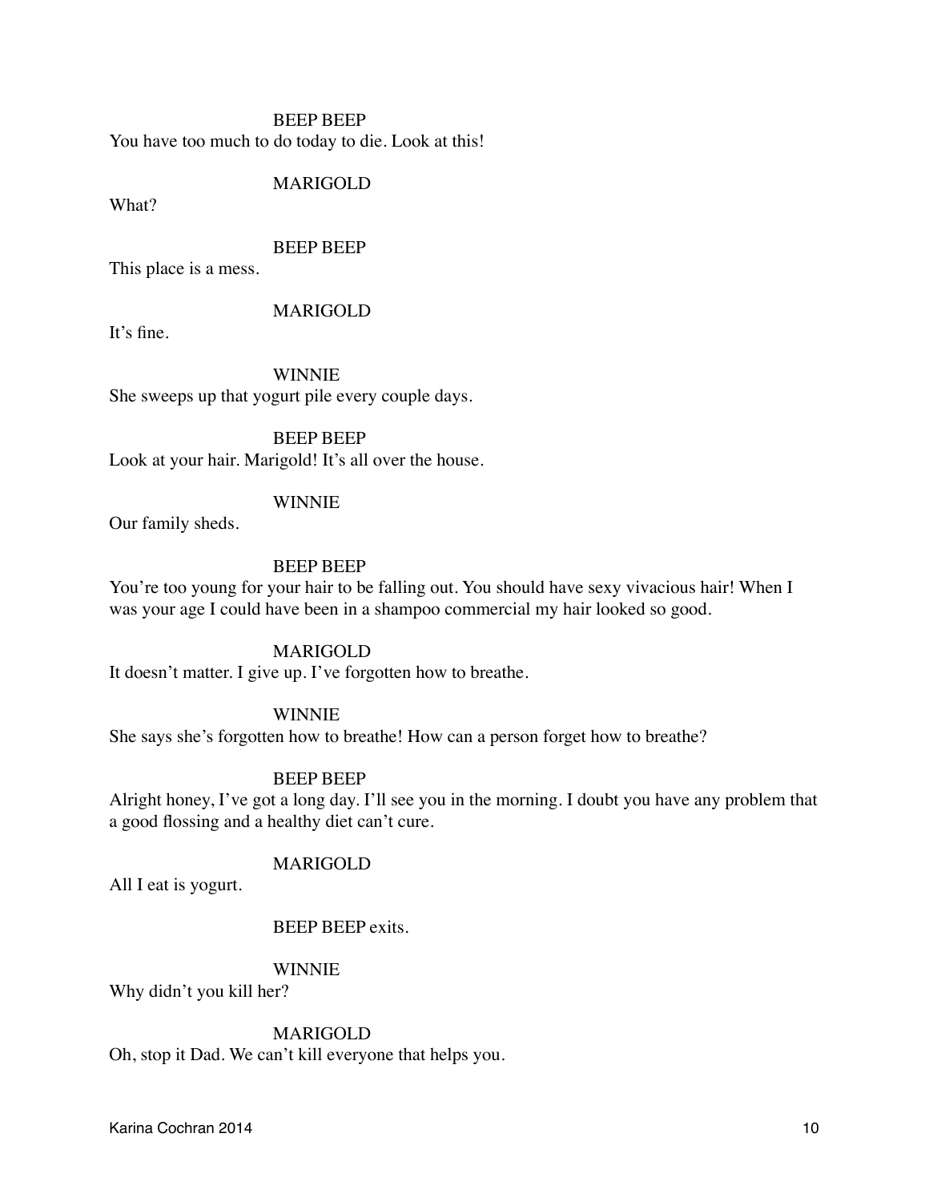BEEP BEEP

You have too much to do today to die. Look at this!

MARIGOLD

What?

BEEP BEEP

This place is a mess.

MARIGOLD

It's fine.

WINNIE

She sweeps up that yogurt pile every couple days.

BEEP BEEP

Look at your hair. Marigold! It's all over the house.

WINNIE

Our family sheds.

BEEP BEEP

You're too young for your hair to be falling out. You should have sexy vivacious hair! When I was your age I could have been in a shampoo commercial my hair looked so good.

MARIGOLD

It doesn't matter. I give up. I've forgotten how to breathe.

WINNIE

She says she's forgotten how to breathe! How can a person forget how to breathe?

BEEP BEEP

Alright honey, I've got a long day. I'll see you in the morning. I doubt you have any problem that a good flossing and a healthy diet can't cure.

MARIGOLD

All I eat is yogurt.

BEEP BEEP exits.

WINNIE

Why didn't you kill her?

MARIGOLD

Oh, stop it Dad. We can't kill everyone that helps you.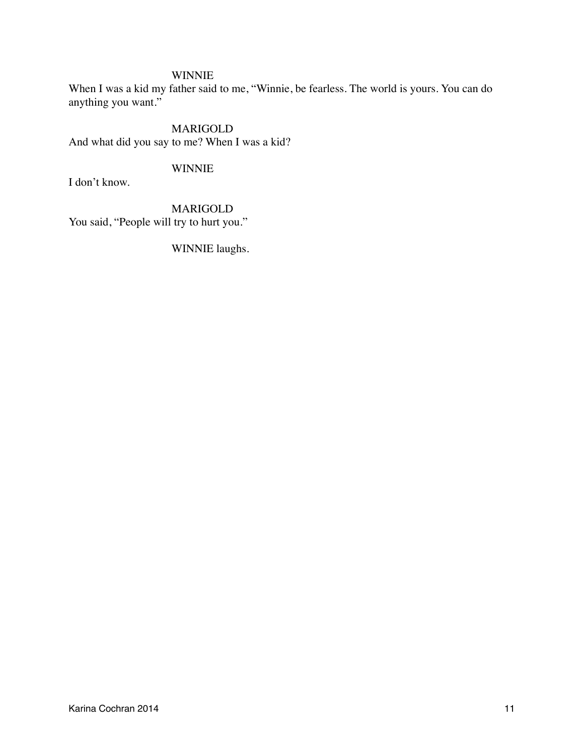WINNIE

When I was a kid my father said to me, "Winnie, be fearless. The world is yours. You can do anything you want."

MARIGOLD

And what did you say to me? When I was a kid?

WINNIE

I don't know.

MARIGOLD

You said, "People will try to hurt you."

WINNIE laughs.